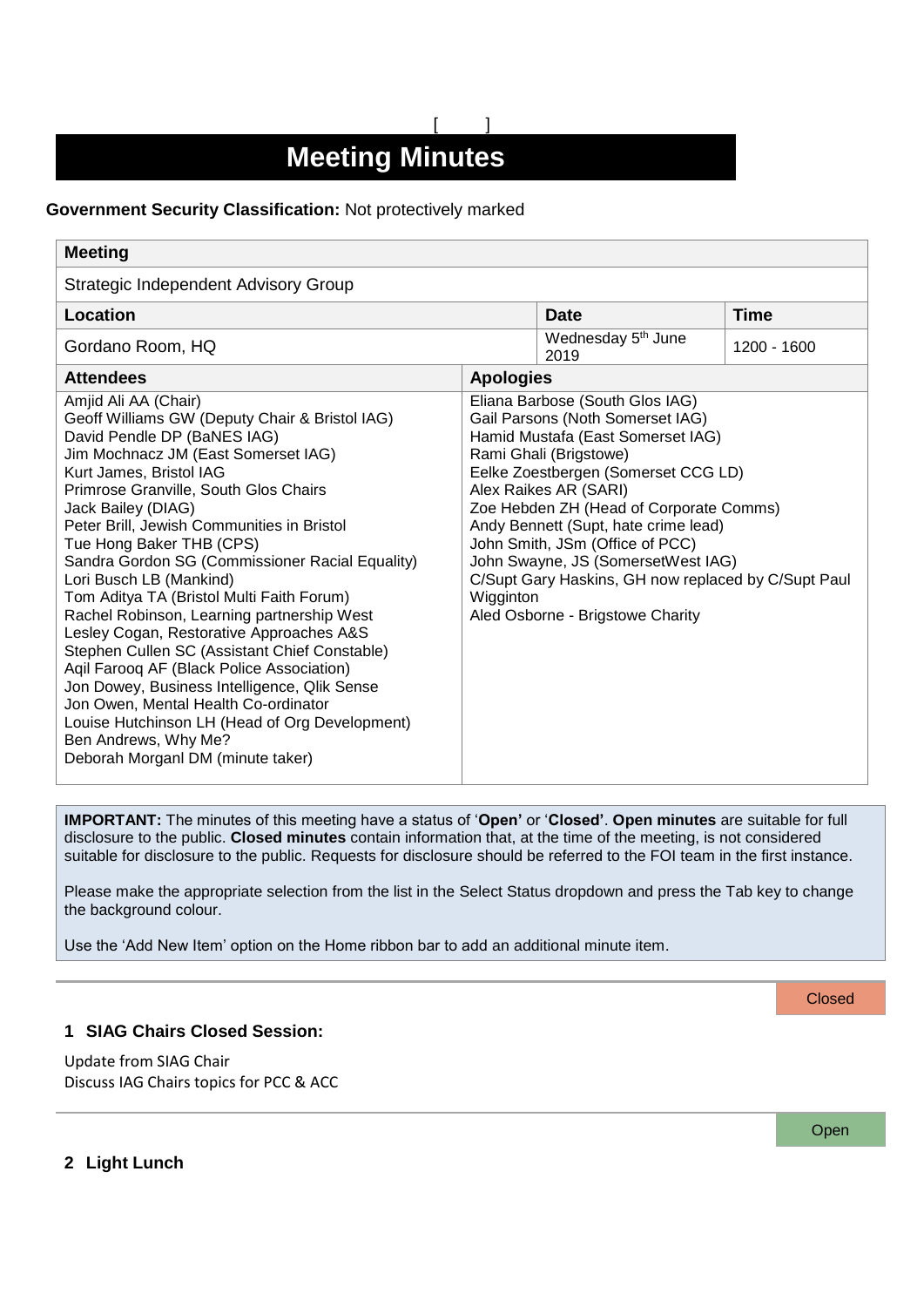[ ]

# Meeting Minutes

**Government Security Classification:** Not protectively marked

| **Meeting** | | | |
|---|---|---|---|
| Strategic Independent Advisory Group | | | |
| **Location** | | **Date** | **Time** |
| Gordano Room, HQ | | Wednesday 5th June 2019 | 1200 - 1600 |
| **Attendees** | **Apologies** | | |
| Amjid Ali AA (Chair)<br>Geoff Williams GW (Deputy Chair & Bristol IAG)<br>David Pendle DP (BaNES IAG)<br>Jim Mochnacz JM (East Somerset IAG)<br>Kurt James, Bristol IAG<br>Primrose Granville, South Glos Chairs<br>Jack Bailey (DIAG)<br>Peter Brill, Jewish Communities in Bristol<br>Tue Hong Baker THB (CPS)<br>Sandra Gordon SG (Commissioner Racial Equality)<br>Lori Busch LB (Mankind)<br>Tom Aditya TA (Bristol Multi Faith Forum)<br>Rachel Robinson, Learning partnership West<br>Lesley Cogan, Restorative Approaches A&S<br>Stephen Cullen SC (Assistant Chief Constable)<br>Aqil Farooq AF (Black Police Association)<br>Jon Dowey, Business Intelligence, Qlik Sense<br>Jon Owen, Mental Health Co-ordinator<br>Louise Hutchinson LH (Head of Org Development)<br>Ben Andrews, Why Me?<br>Deborah Morganl DM (minute taker) | Eliana Barbose (South Glos IAG)<br>Gail Parsons (Noth Somerset IAG)<br>Hamid Mustafa (East Somerset IAG)<br>Rami Ghali (Brigstowe)<br>Eelke Zoestbergen (Somerset CCG LD)<br>Alex Raikes AR (SARI)<br>Zoe Hebden ZH (Head of Corporate Comms)<br>Andy Bennett (Supt, hate crime lead)<br>John Smith, JSm (Office of PCC)<br>John Swayne, JS (SomersetWest IAG)<br>C/Supt Gary Haskins, GH now replaced by C/Supt Paul Wigginton<br>Aled Osborne - Brigstowe Charity | | |

**IMPORTANT:** The minutes of this meeting have a status of '**Open'** or '**Closed'**. **Open minutes** are suitable for full disclosure to the public. **Closed minutes** contain information that, at the time of the meeting, is not considered suitable for disclosure to the public. Requests for disclosure should be referred to the FOI team in the first instance.

Please make the appropriate selection from the list in the Select Status dropdown and press the Tab key to change the background colour.

Use the 'Add New Item' option on the Home ribbon bar to add an additional minute item.

Closed

## 1 SIAG Chairs Closed Session:

Update from SIAG Chair
Discuss IAG Chairs topics for PCC & ACC

Open

## 2 Light Lunch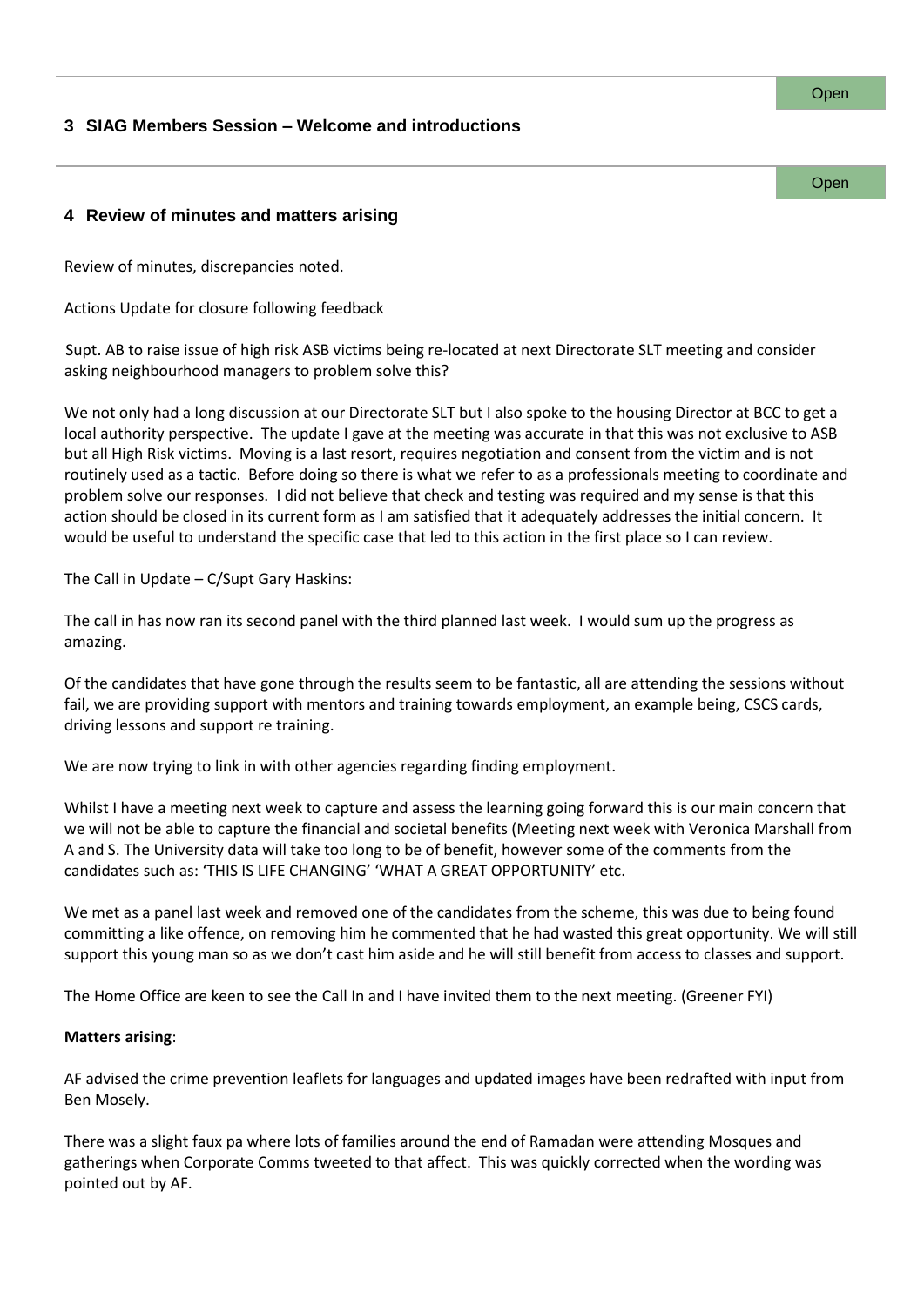Open

## 3 SIAG Members Session – Welcome and introductions

Open

## 4 Review of minutes and matters arising

Review of minutes, discrepancies noted.

Actions Update for closure following feedback

Supt. AB to raise issue of high risk ASB victims being re-located at next Directorate SLT meeting and consider asking neighbourhood managers to problem solve this?

We not only had a long discussion at our Directorate SLT but I also spoke to the housing Director at BCC to get a local authority perspective. The update I gave at the meeting was accurate in that this was not exclusive to ASB but all High Risk victims. Moving is a last resort, requires negotiation and consent from the victim and is not routinely used as a tactic. Before doing so there is what we refer to as a professionals meeting to coordinate and problem solve our responses. I did not believe that check and testing was required and my sense is that this action should be closed in its current form as I am satisfied that it adequately addresses the initial concern. It would be useful to understand the specific case that led to this action in the first place so I can review.

The Call in Update – C/Supt Gary Haskins:

The call in has now ran its second panel with the third planned last week. I would sum up the progress as amazing.

Of the candidates that have gone through the results seem to be fantastic, all are attending the sessions without fail, we are providing support with mentors and training towards employment, an example being, CSCS cards, driving lessons and support re training.

We are now trying to link in with other agencies regarding finding employment.

Whilst I have a meeting next week to capture and assess the learning going forward this is our main concern that we will not be able to capture the financial and societal benefits (Meeting next week with Veronica Marshall from A and S. The University data will take too long to be of benefit, however some of the comments from the candidates such as: 'THIS IS LIFE CHANGING' 'WHAT A GREAT OPPORTUNITY' etc.

We met as a panel last week and removed one of the candidates from the scheme, this was due to being found committing a like offence, on removing him he commented that he had wasted this great opportunity. We will still support this young man so as we don't cast him aside and he will still benefit from access to classes and support.

The Home Office are keen to see the Call In and I have invited them to the next meeting. (Greener FYI)

**Matters arising**:

AF advised the crime prevention leaflets for languages and updated images have been redrafted with input from Ben Mosely.

There was a slight faux pa where lots of families around the end of Ramadan were attending Mosques and gatherings when Corporate Comms tweeted to that affect. This was quickly corrected when the wording was pointed out by AF.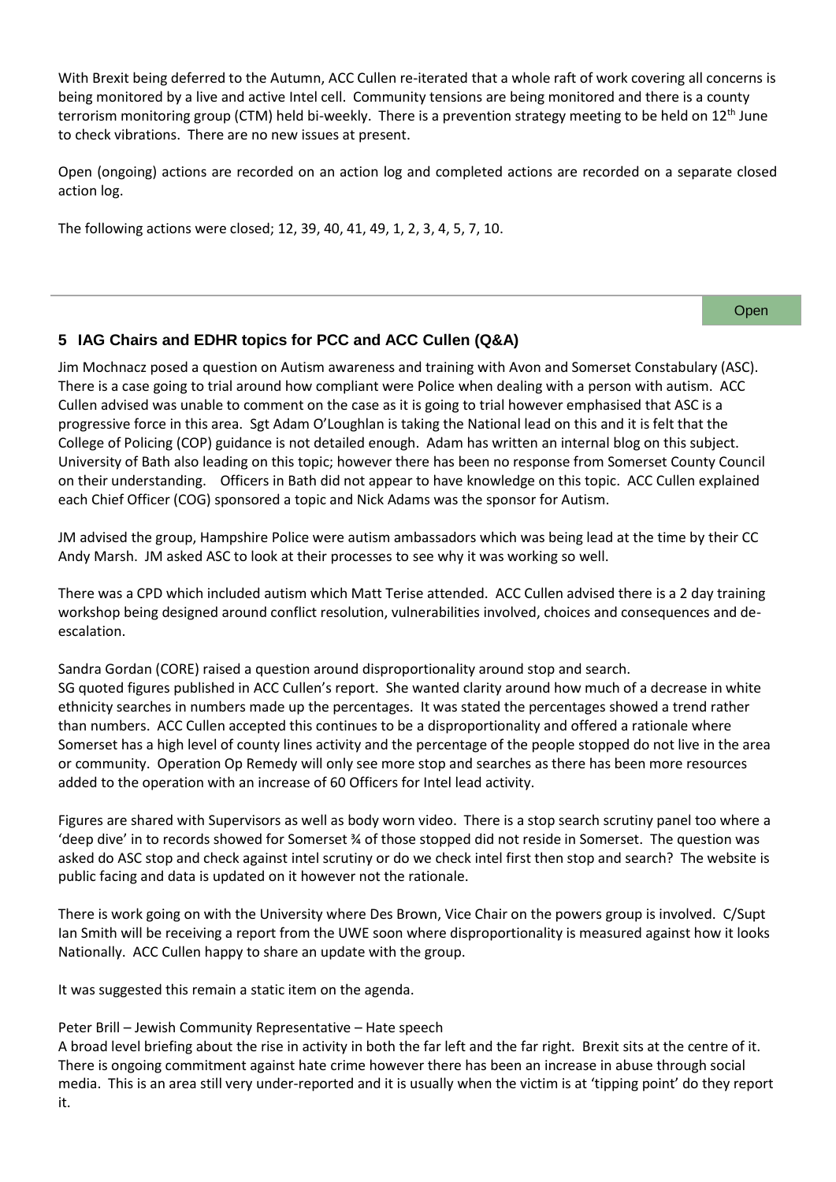With Brexit being deferred to the Autumn, ACC Cullen re-iterated that a whole raft of work covering all concerns is being monitored by a live and active Intel cell. Community tensions are being monitored and there is a county terrorism monitoring group (CTM) held bi-weekly. There is a prevention strategy meeting to be held on 12th June to check vibrations. There are no new issues at present.

Open (ongoing) actions are recorded on an action log and completed actions are recorded on a separate closed action log.

The following actions were closed; 12, 39, 40, 41, 49, 1, 2, 3, 4, 5, 7, 10.

---

Open

## 5 IAG Chairs and EDHR topics for PCC and ACC Cullen (Q&A)

Jim Mochnacz posed a question on Autism awareness and training with Avon and Somerset Constabulary (ASC). There is a case going to trial around how compliant were Police when dealing with a person with autism. ACC Cullen advised was unable to comment on the case as it is going to trial however emphasised that ASC is a progressive force in this area. Sgt Adam O'Loughlan is taking the National lead on this and it is felt that the College of Policing (COP) guidance is not detailed enough. Adam has written an internal blog on this subject. University of Bath also leading on this topic; however there has been no response from Somerset County Council on their understanding. Officers in Bath did not appear to have knowledge on this topic. ACC Cullen explained each Chief Officer (COG) sponsored a topic and Nick Adams was the sponsor for Autism.

JM advised the group, Hampshire Police were autism ambassadors which was being lead at the time by their CC Andy Marsh. JM asked ASC to look at their processes to see why it was working so well.

There was a CPD which included autism which Matt Terise attended. ACC Cullen advised there is a 2 day training workshop being designed around conflict resolution, vulnerabilities involved, choices and consequences and de-escalation.

Sandra Gordan (CORE) raised a question around disproportionality around stop and search.
SG quoted figures published in ACC Cullen's report. She wanted clarity around how much of a decrease in white ethnicity searches in numbers made up the percentages. It was stated the percentages showed a trend rather than numbers. ACC Cullen accepted this continues to be a disproportionality and offered a rationale where Somerset has a high level of county lines activity and the percentage of the people stopped do not live in the area or community. Operation Op Remedy will only see more stop and searches as there has been more resources added to the operation with an increase of 60 Officers for Intel lead activity.

Figures are shared with Supervisors as well as body worn video. There is a stop search scrutiny panel too where a 'deep dive' in to records showed for Somerset ¾ of those stopped did not reside in Somerset. The question was asked do ASC stop and check against intel scrutiny or do we check intel first then stop and search? The website is public facing and data is updated on it however not the rationale.

There is work going on with the University where Des Brown, Vice Chair on the powers group is involved. C/Supt Ian Smith will be receiving a report from the UWE soon where disproportionality is measured against how it looks Nationally. ACC Cullen happy to share an update with the group.

It was suggested this remain a static item on the agenda.

Peter Brill – Jewish Community Representative – Hate speech
A broad level briefing about the rise in activity in both the far left and the far right. Brexit sits at the centre of it. There is ongoing commitment against hate crime however there has been an increase in abuse through social media. This is an area still very under-reported and it is usually when the victim is at 'tipping point' do they report it.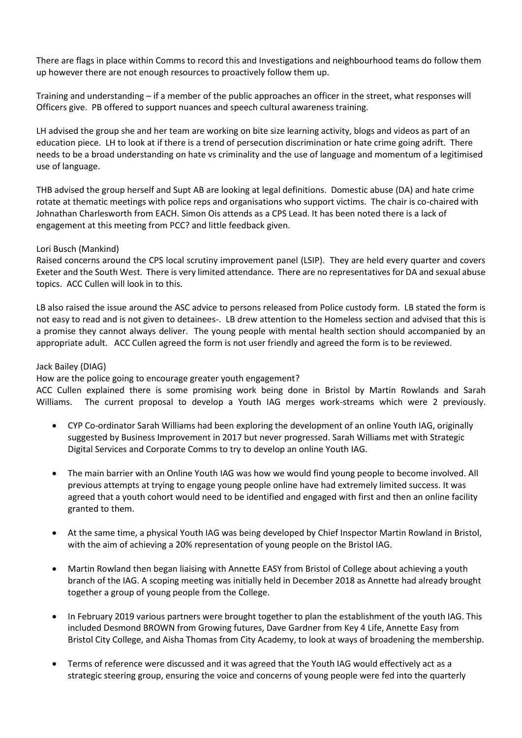There are flags in place within Comms to record this and Investigations and neighbourhood teams do follow them up however there are not enough resources to proactively follow them up.

Training and understanding – if a member of the public approaches an officer in the street, what responses will Officers give. PB offered to support nuances and speech cultural awareness training.

LH advised the group she and her team are working on bite size learning activity, blogs and videos as part of an education piece. LH to look at if there is a trend of persecution discrimination or hate crime going adrift. There needs to be a broad understanding on hate vs criminality and the use of language and momentum of a legitimised use of language.

THB advised the group herself and Supt AB are looking at legal definitions. Domestic abuse (DA) and hate crime rotate at thematic meetings with police reps and organisations who support victims. The chair is co-chaired with Johnathan Charlesworth from EACH. Simon Ois attends as a CPS Lead. It has been noted there is a lack of engagement at this meeting from PCC? and little feedback given.

Lori Busch (Mankind)

Raised concerns around the CPS local scrutiny improvement panel (LSIP). They are held every quarter and covers Exeter and the South West. There is very limited attendance. There are no representatives for DA and sexual abuse topics. ACC Cullen will look in to this.

LB also raised the issue around the ASC advice to persons released from Police custody form. LB stated the form is not easy to read and is not given to detainees-. LB drew attention to the Homeless section and advised that this is a promise they cannot always deliver. The young people with mental health section should accompanied by an appropriate adult. ACC Cullen agreed the form is not user friendly and agreed the form is to be reviewed.

Jack Bailey (DIAG)

How are the police going to encourage greater youth engagement?

ACC Cullen explained there is some promising work being done in Bristol by Martin Rowlands and Sarah Williams. The current proposal to develop a Youth IAG merges work-streams which were 2 previously.

- CYP Co-ordinator Sarah Williams had been exploring the development of an online Youth IAG, originally suggested by Business Improvement in 2017 but never progressed. Sarah Williams met with Strategic Digital Services and Corporate Comms to try to develop an online Youth IAG.
- The main barrier with an Online Youth IAG was how we would find young people to become involved. All previous attempts at trying to engage young people online have had extremely limited success. It was agreed that a youth cohort would need to be identified and engaged with first and then an online facility granted to them.
- At the same time, a physical Youth IAG was being developed by Chief Inspector Martin Rowland in Bristol, with the aim of achieving a 20% representation of young people on the Bristol IAG.
- Martin Rowland then began liaising with Annette EASY from Bristol of College about achieving a youth branch of the IAG. A scoping meeting was initially held in December 2018 as Annette had already brought together a group of young people from the College.
- In February 2019 various partners were brought together to plan the establishment of the youth IAG. This included Desmond BROWN from Growing futures, Dave Gardner from Key 4 Life, Annette Easy from Bristol City College, and Aisha Thomas from City Academy, to look at ways of broadening the membership.
- Terms of reference were discussed and it was agreed that the Youth IAG would effectively act as a strategic steering group, ensuring the voice and concerns of young people were fed into the quarterly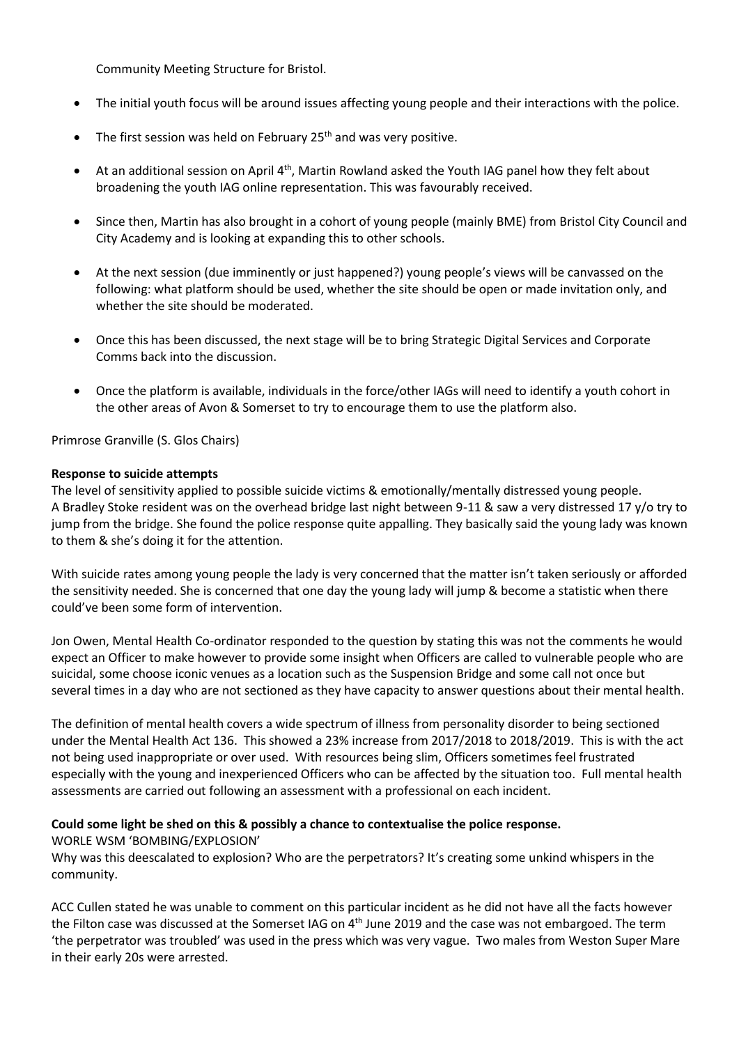Community Meeting Structure for Bristol.

- The initial youth focus will be around issues affecting young people and their interactions with the police.
- The first session was held on February 25th and was very positive.
- At an additional session on April 4th, Martin Rowland asked the Youth IAG panel how they felt about broadening the youth IAG online representation. This was favourably received.
- Since then, Martin has also brought in a cohort of young people (mainly BME) from Bristol City Council and City Academy and is looking at expanding this to other schools.
- At the next session (due imminently or just happened?) young people's views will be canvassed on the following: what platform should be used, whether the site should be open or made invitation only, and whether the site should be moderated.
- Once this has been discussed, the next stage will be to bring Strategic Digital Services and Corporate Comms back into the discussion.
- Once the platform is available, individuals in the force/other IAGs will need to identify a youth cohort in the other areas of Avon & Somerset to try to encourage them to use the platform also.

Primrose Granville (S. Glos Chairs)

**Response to suicide attempts**
The level of sensitivity applied to possible suicide victims & emotionally/mentally distressed young people. A Bradley Stoke resident was on the overhead bridge last night between 9-11 & saw a very distressed 17 y/o try to jump from the bridge. She found the police response quite appalling. They basically said the young lady was known to them & she's doing it for the attention.

With suicide rates among young people the lady is very concerned that the matter isn't taken seriously or afforded the sensitivity needed. She is concerned that one day the young lady will jump & become a statistic when there could've been some form of intervention.

Jon Owen, Mental Health Co-ordinator responded to the question by stating this was not the comments he would expect an Officer to make however to provide some insight when Officers are called to vulnerable people who are suicidal, some choose iconic venues as a location such as the Suspension Bridge and some call not once but several times in a day who are not sectioned as they have capacity to answer questions about their mental health.

The definition of mental health covers a wide spectrum of illness from personality disorder to being sectioned under the Mental Health Act 136. This showed a 23% increase from 2017/2018 to 2018/2019. This is with the act not being used inappropriate or over used. With resources being slim, Officers sometimes feel frustrated especially with the young and inexperienced Officers who can be affected by the situation too. Full mental health assessments are carried out following an assessment with a professional on each incident.

**Could some light be shed on this & possibly a chance to contextualise the police response.**
WORLE WSM 'BOMBING/EXPLOSION'
Why was this deescalated to explosion? Who are the perpetrators? It's creating some unkind whispers in the community.

ACC Cullen stated he was unable to comment on this particular incident as he did not have all the facts however the Filton case was discussed at the Somerset IAG on 4th June 2019 and the case was not embargoed. The term 'the perpetrator was troubled' was used in the press which was very vague. Two males from Weston Super Mare in their early 20s were arrested.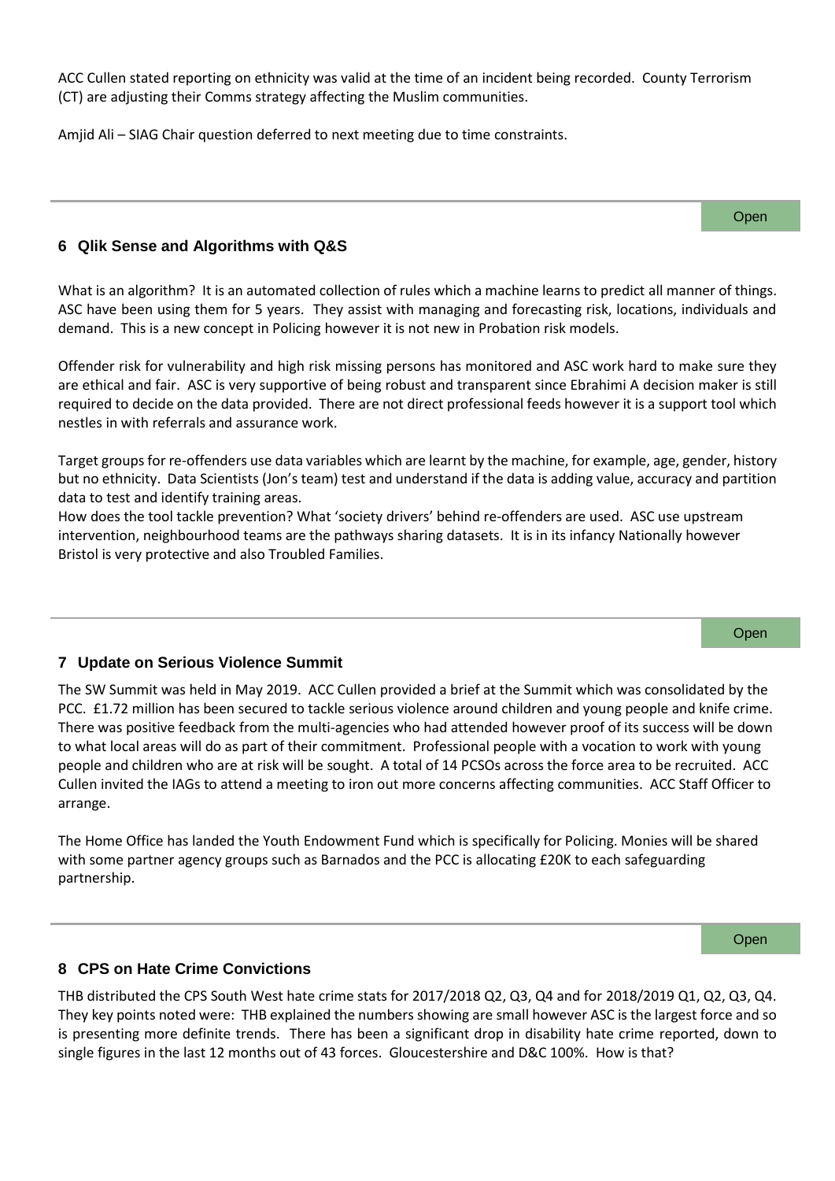ACC Cullen stated reporting on ethnicity was valid at the time of an incident being recorded. County Terrorism (CT) are adjusting their Comms strategy affecting the Muslim communities.

Amjid Ali – SIAG Chair question deferred to next meeting due to time constraints.

Open

## 6 Qlik Sense and Algorithms with Q&S

What is an algorithm? It is an automated collection of rules which a machine learns to predict all manner of things. ASC have been using them for 5 years. They assist with managing and forecasting risk, locations, individuals and demand. This is a new concept in Policing however it is not new in Probation risk models.

Offender risk for vulnerability and high risk missing persons has monitored and ASC work hard to make sure they are ethical and fair. ASC is very supportive of being robust and transparent since Ebrahimi A decision maker is still required to decide on the data provided. There are not direct professional feeds however it is a support tool which nestles in with referrals and assurance work.

Target groups for re-offenders use data variables which are learnt by the machine, for example, age, gender, history but no ethnicity. Data Scientists (Jon's team) test and understand if the data is adding value, accuracy and partition data to test and identify training areas.
How does the tool tackle prevention? What 'society drivers' behind re-offenders are used. ASC use upstream intervention, neighbourhood teams are the pathways sharing datasets. It is in its infancy Nationally however Bristol is very protective and also Troubled Families.

Open

## 7 Update on Serious Violence Summit

The SW Summit was held in May 2019. ACC Cullen provided a brief at the Summit which was consolidated by the PCC. £1.72 million has been secured to tackle serious violence around children and young people and knife crime. There was positive feedback from the multi-agencies who had attended however proof of its success will be down to what local areas will do as part of their commitment. Professional people with a vocation to work with young people and children who are at risk will be sought. A total of 14 PCSOs across the force area to be recruited. ACC Cullen invited the IAGs to attend a meeting to iron out more concerns affecting communities. ACC Staff Officer to arrange.

The Home Office has landed the Youth Endowment Fund which is specifically for Policing. Monies will be shared with some partner agency groups such as Barnados and the PCC is allocating £20K to each safeguarding partnership.

Open

## 8 CPS on Hate Crime Convictions

THB distributed the CPS South West hate crime stats for 2017/2018 Q2, Q3, Q4 and for 2018/2019 Q1, Q2, Q3, Q4. They key points noted were: THB explained the numbers showing are small however ASC is the largest force and so is presenting more definite trends. There has been a significant drop in disability hate crime reported, down to single figures in the last 12 months out of 43 forces. Gloucestershire and D&C 100%. How is that?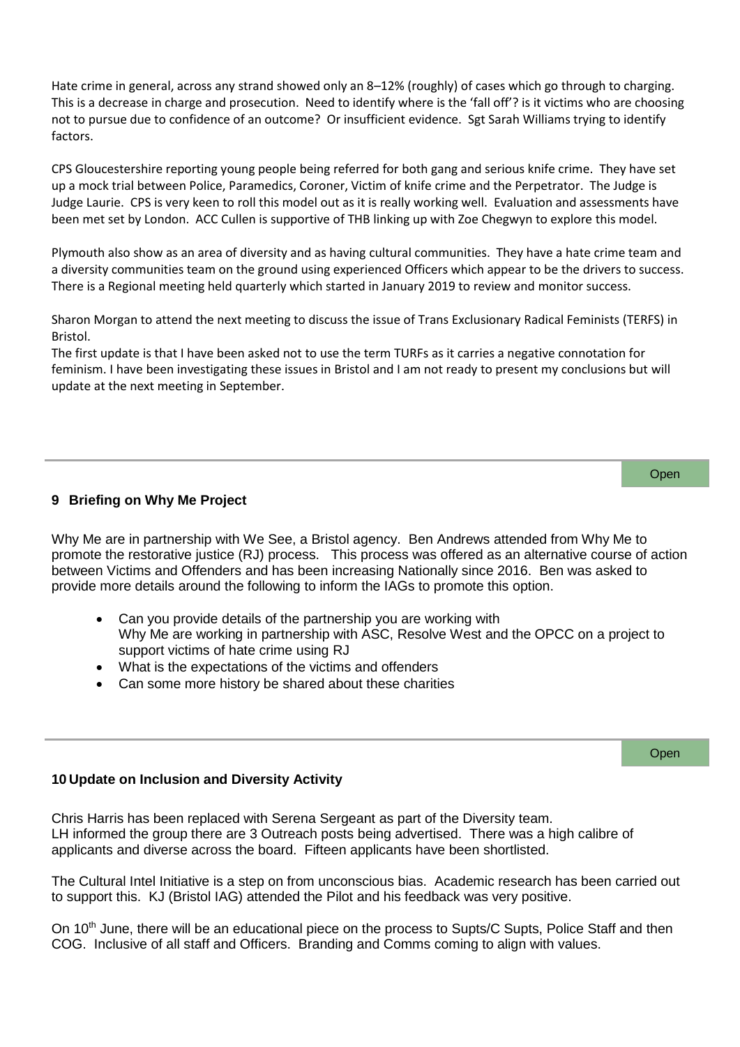Hate crime in general, across any strand showed only an 8–12% (roughly) of cases which go through to charging. This is a decrease in charge and prosecution. Need to identify where is the 'fall off'? is it victims who are choosing not to pursue due to confidence of an outcome? Or insufficient evidence. Sgt Sarah Williams trying to identify factors.

CPS Gloucestershire reporting young people being referred for both gang and serious knife crime. They have set up a mock trial between Police, Paramedics, Coroner, Victim of knife crime and the Perpetrator. The Judge is Judge Laurie. CPS is very keen to roll this model out as it is really working well. Evaluation and assessments have been met set by London. ACC Cullen is supportive of THB linking up with Zoe Chegwyn to explore this model.

Plymouth also show as an area of diversity and as having cultural communities. They have a hate crime team and a diversity communities team on the ground using experienced Officers which appear to be the drivers to success. There is a Regional meeting held quarterly which started in January 2019 to review and monitor success.

Sharon Morgan to attend the next meeting to discuss the issue of Trans Exclusionary Radical Feminists (TERFS) in Bristol.
The first update is that I have been asked not to use the term TURFs as it carries a negative connotation for feminism. I have been investigating these issues in Bristol and I am not ready to present my conclusions but will update at the next meeting in September.

Open

## 9 Briefing on Why Me Project

Why Me are in partnership with We See, a Bristol agency. Ben Andrews attended from Why Me to promote the restorative justice (RJ) process. This process was offered as an alternative course of action between Victims and Offenders and has been increasing Nationally since 2016. Ben was asked to provide more details around the following to inform the IAGs to promote this option.

- Can you provide details of the partnership you are working with
  Why Me are working in partnership with ASC, Resolve West and the OPCC on a project to support victims of hate crime using RJ
- What is the expectations of the victims and offenders
- Can some more history be shared about these charities

Open

## 10 Update on Inclusion and Diversity Activity

Chris Harris has been replaced with Serena Sergeant as part of the Diversity team.
LH informed the group there are 3 Outreach posts being advertised. There was a high calibre of applicants and diverse across the board. Fifteen applicants have been shortlisted.

The Cultural Intel Initiative is a step on from unconscious bias. Academic research has been carried out to support this. KJ (Bristol IAG) attended the Pilot and his feedback was very positive.

On 10th June, there will be an educational piece on the process to Supts/C Supts, Police Staff and then COG. Inclusive of all staff and Officers. Branding and Comms coming to align with values.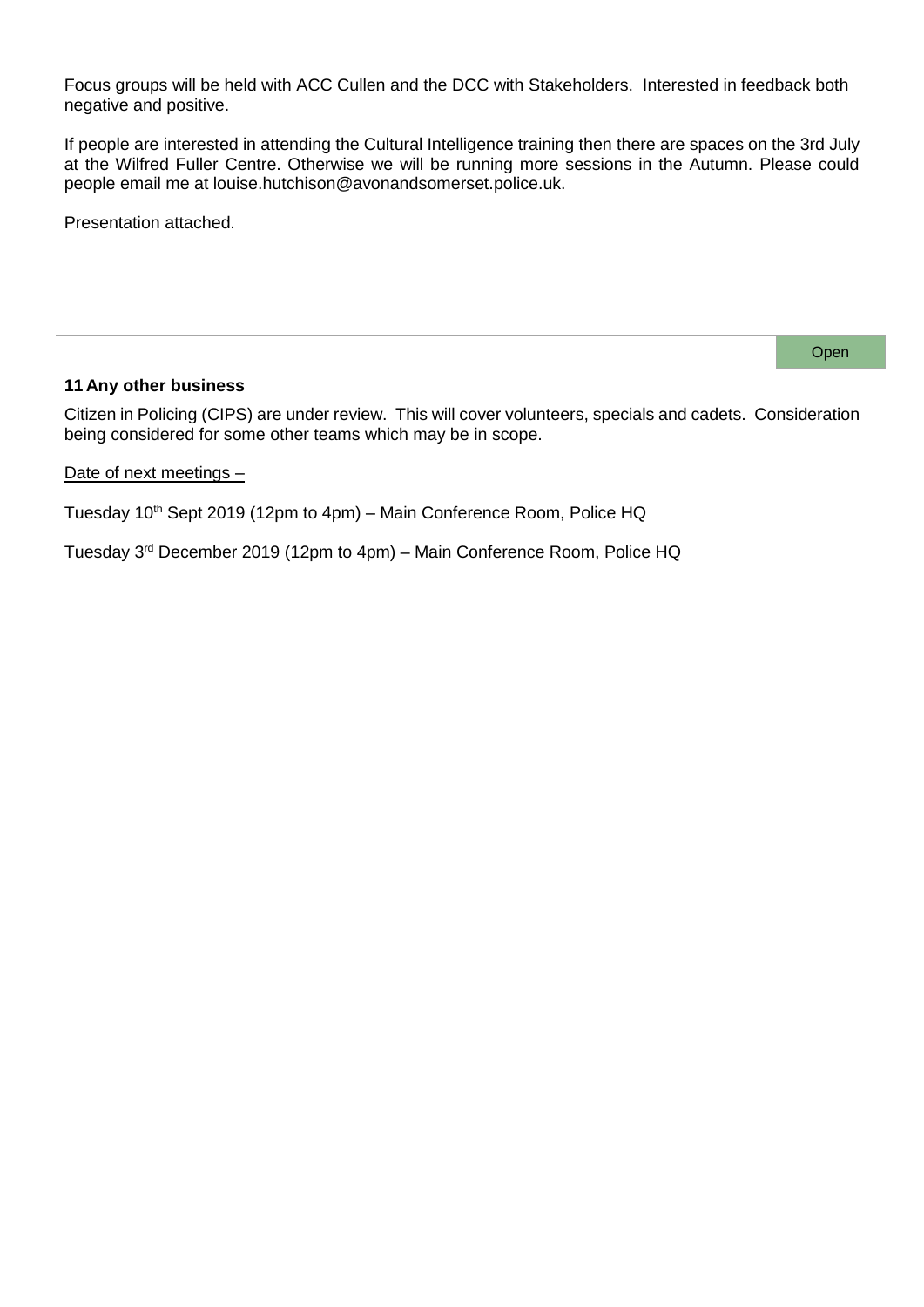Focus groups will be held with ACC Cullen and the DCC with Stakeholders. Interested in feedback both negative and positive.

If people are interested in attending the Cultural Intelligence training then there are spaces on the 3rd July at the Wilfred Fuller Centre. Otherwise we will be running more sessions in the Autumn. Please could people email me at louise.hutchison@avonandsomerset.police.uk.

Presentation attached.

---

Open

**11 Any other business**

Citizen in Policing (CIPS) are under review. This will cover volunteers, specials and cadets. Consideration being considered for some other teams which may be in scope.

<u>Date of next meetings –</u>

Tuesday 10th Sept 2019 (12pm to 4pm) – Main Conference Room, Police HQ

Tuesday 3rd December 2019 (12pm to 4pm) – Main Conference Room, Police HQ